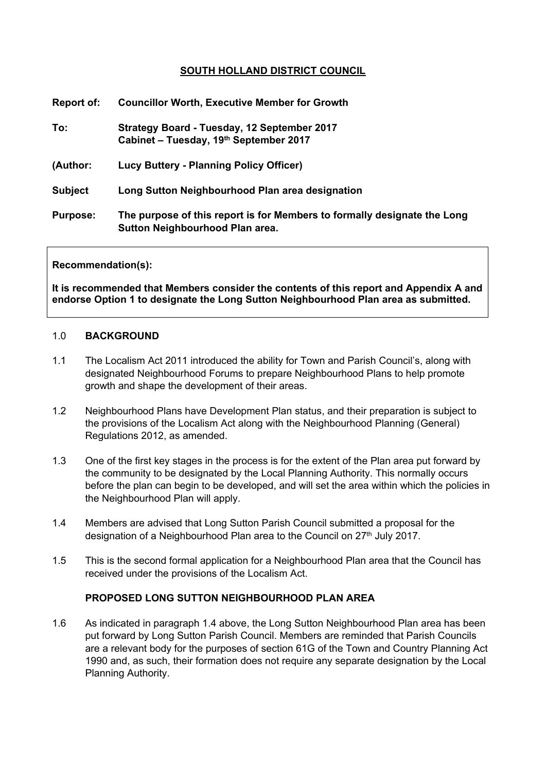## SOUTH HOLLAND DISTRICT COUNCIL

**Report of:** **Councillor Worth, Executive Member for Growth**

**To:** **Strategy Board - Tuesday, 12 September 2017**
**Cabinet – Tuesday, 19th September 2017**

**(Author:** **Lucy Buttery - Planning Policy Officer)**

**Subject** **Long Sutton Neighbourhood Plan area designation**

**Purpose:** **The purpose of this report is for Members to formally designate the Long Sutton Neighbourhood Plan area.**

**Recommendation(s):**

**It is recommended that Members consider the contents of this report and Appendix A and endorse Option 1 to designate the Long Sutton Neighbourhood Plan area as submitted.**

### 1.0 BACKGROUND

1.1 The Localism Act 2011 introduced the ability for Town and Parish Council's, along with designated Neighbourhood Forums to prepare Neighbourhood Plans to help promote growth and shape the development of their areas.

1.2 Neighbourhood Plans have Development Plan status, and their preparation is subject to the provisions of the Localism Act along with the Neighbourhood Planning (General) Regulations 2012, as amended.

1.3 One of the first key stages in the process is for the extent of the Plan area put forward by the community to be designated by the Local Planning Authority. This normally occurs before the plan can begin to be developed, and will set the area within which the policies in the Neighbourhood Plan will apply.

1.4 Members are advised that Long Sutton Parish Council submitted a proposal for the designation of a Neighbourhood Plan area to the Council on 27th July 2017.

1.5 This is the second formal application for a Neighbourhood Plan area that the Council has received under the provisions of the Localism Act.

### PROPOSED LONG SUTTON NEIGHBOURHOOD PLAN AREA

1.6 As indicated in paragraph 1.4 above, the Long Sutton Neighbourhood Plan area has been put forward by Long Sutton Parish Council. Members are reminded that Parish Councils are a relevant body for the purposes of section 61G of the Town and Country Planning Act 1990 and, as such, their formation does not require any separate designation by the Local Planning Authority.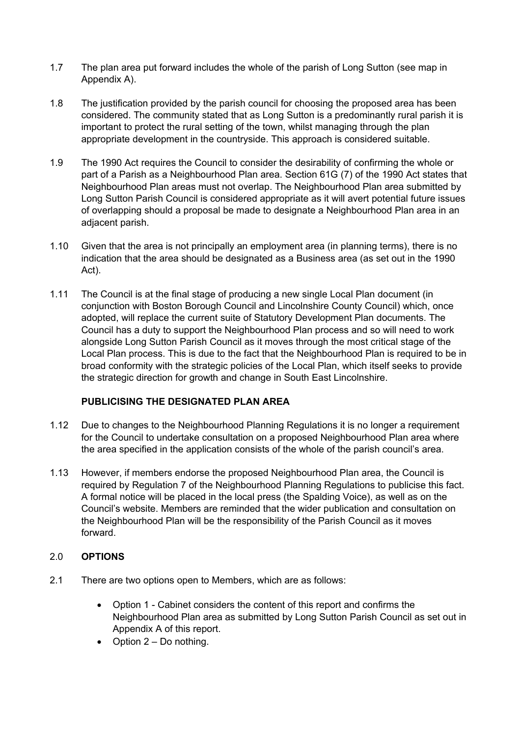1.7 The plan area put forward includes the whole of the parish of Long Sutton (see map in Appendix A).

1.8 The justification provided by the parish council for choosing the proposed area has been considered. The community stated that as Long Sutton is a predominantly rural parish it is important to protect the rural setting of the town, whilst managing through the plan appropriate development in the countryside. This approach is considered suitable.

1.9 The 1990 Act requires the Council to consider the desirability of confirming the whole or part of a Parish as a Neighbourhood Plan area. Section 61G (7) of the 1990 Act states that Neighbourhood Plan areas must not overlap. The Neighbourhood Plan area submitted by Long Sutton Parish Council is considered appropriate as it will avert potential future issues of overlapping should a proposal be made to designate a Neighbourhood Plan area in an adjacent parish.

1.10 Given that the area is not principally an employment area (in planning terms), there is no indication that the area should be designated as a Business area (as set out in the 1990 Act).

1.11 The Council is at the final stage of producing a new single Local Plan document (in conjunction with Boston Borough Council and Lincolnshire County Council) which, once adopted, will replace the current suite of Statutory Development Plan documents. The Council has a duty to support the Neighbourhood Plan process and so will need to work alongside Long Sutton Parish Council as it moves through the most critical stage of the Local Plan process. This is due to the fact that the Neighbourhood Plan is required to be in broad conformity with the strategic policies of the Local Plan, which itself seeks to provide the strategic direction for growth and change in South East Lincolnshire.

### PUBLICISING THE DESIGNATED PLAN AREA

1.12 Due to changes to the Neighbourhood Planning Regulations it is no longer a requirement for the Council to undertake consultation on a proposed Neighbourhood Plan area where the area specified in the application consists of the whole of the parish council's area.

1.13 However, if members endorse the proposed Neighbourhood Plan area, the Council is required by Regulation 7 of the Neighbourhood Planning Regulations to publicise this fact. A formal notice will be placed in the local press (the Spalding Voice), as well as on the Council's website. Members are reminded that the wider publication and consultation on the Neighbourhood Plan will be the responsibility of the Parish Council as it moves forward.

## 2.0 OPTIONS

2.1 There are two options open to Members, which are as follows:

- Option 1 - Cabinet considers the content of this report and confirms the Neighbourhood Plan area as submitted by Long Sutton Parish Council as set out in Appendix A of this report.
- Option 2 – Do nothing.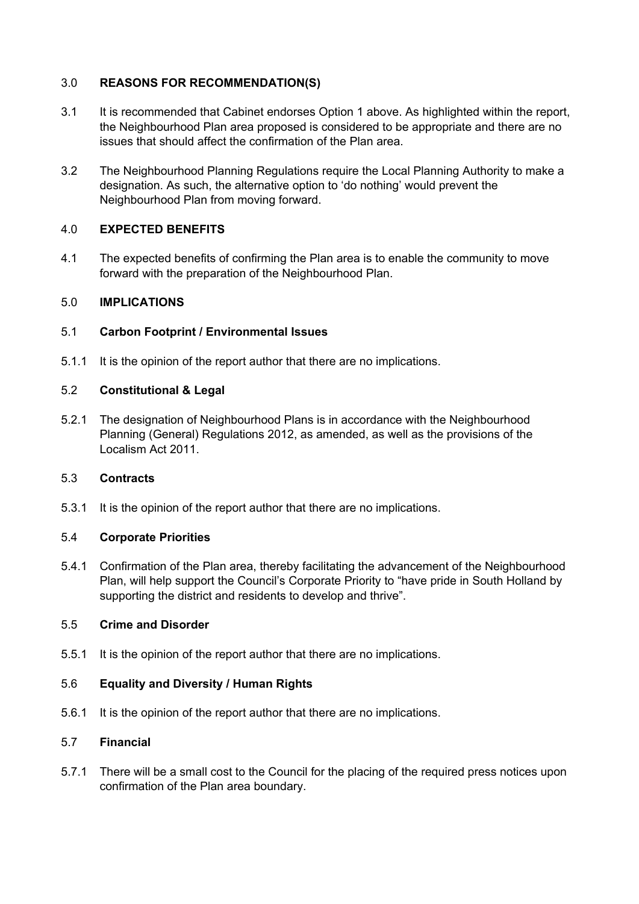## 3.0 REASONS FOR RECOMMENDATION(S)

3.1 It is recommended that Cabinet endorses Option 1 above. As highlighted within the report, the Neighbourhood Plan area proposed is considered to be appropriate and there are no issues that should affect the confirmation of the Plan area.

3.2 The Neighbourhood Planning Regulations require the Local Planning Authority to make a designation. As such, the alternative option to 'do nothing' would prevent the Neighbourhood Plan from moving forward.

## 4.0 EXPECTED BENEFITS

4.1 The expected benefits of confirming the Plan area is to enable the community to move forward with the preparation of the Neighbourhood Plan.

## 5.0 IMPLICATIONS

### 5.1 Carbon Footprint / Environmental Issues

5.1.1 It is the opinion of the report author that there are no implications.

### 5.2 Constitutional & Legal

5.2.1 The designation of Neighbourhood Plans is in accordance with the Neighbourhood Planning (General) Regulations 2012, as amended, as well as the provisions of the Localism Act 2011.

### 5.3 Contracts

5.3.1 It is the opinion of the report author that there are no implications.

### 5.4 Corporate Priorities

5.4.1 Confirmation of the Plan area, thereby facilitating the advancement of the Neighbourhood Plan, will help support the Council's Corporate Priority to "have pride in South Holland by supporting the district and residents to develop and thrive".

### 5.5 Crime and Disorder

5.5.1 It is the opinion of the report author that there are no implications.

### 5.6 Equality and Diversity / Human Rights

5.6.1 It is the opinion of the report author that there are no implications.

### 5.7 Financial

5.7.1 There will be a small cost to the Council for the placing of the required press notices upon confirmation of the Plan area boundary.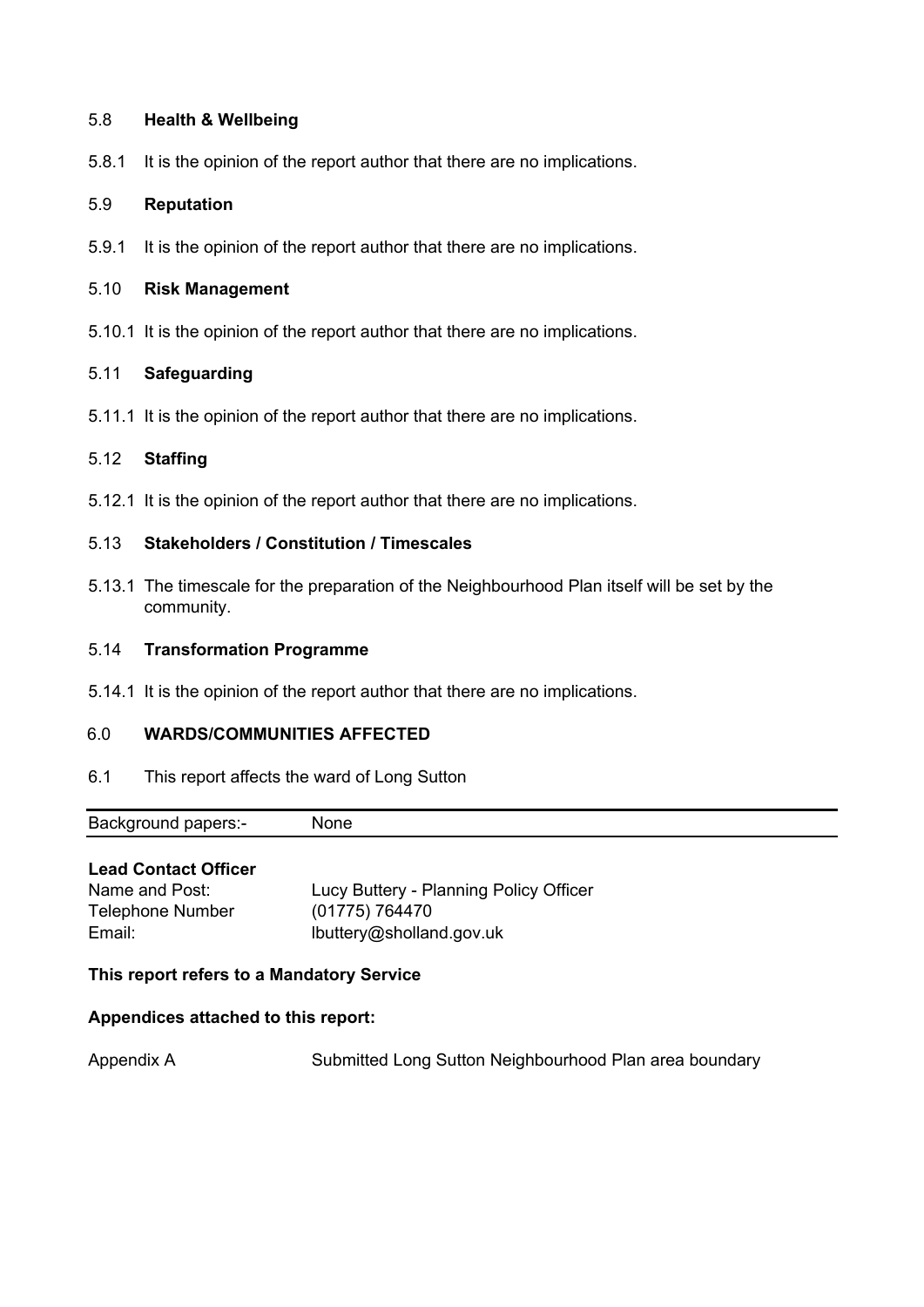### 5.8 Health & Wellbeing

5.8.1 It is the opinion of the report author that there are no implications.

### 5.9 Reputation

5.9.1 It is the opinion of the report author that there are no implications.

### 5.10 Risk Management

5.10.1 It is the opinion of the report author that there are no implications.

### 5.11 Safeguarding

5.11.1 It is the opinion of the report author that there are no implications.

### 5.12 Staffing

5.12.1 It is the opinion of the report author that there are no implications.

### 5.13 Stakeholders / Constitution / Timescales

5.13.1 The timescale for the preparation of the Neighbourhood Plan itself will be set by the community.

### 5.14 Transformation Programme

5.14.1 It is the opinion of the report author that there are no implications.

## 6.0 WARDS/COMMUNITIES AFFECTED

6.1 This report affects the ward of Long Sutton

| | |
|---|---|
| Background papers:- | None |

**Lead Contact Officer**

| | |
|---|---|
| Name and Post: | Lucy Buttery - Planning Policy Officer |
| Telephone Number | (01775) 764470 |
| Email: | lbuttery@sholland.gov.uk |

**This report refers to a Mandatory Service**

**Appendices attached to this report:**

| | |
|---|---|
| Appendix A | Submitted Long Sutton Neighbourhood Plan area boundary |